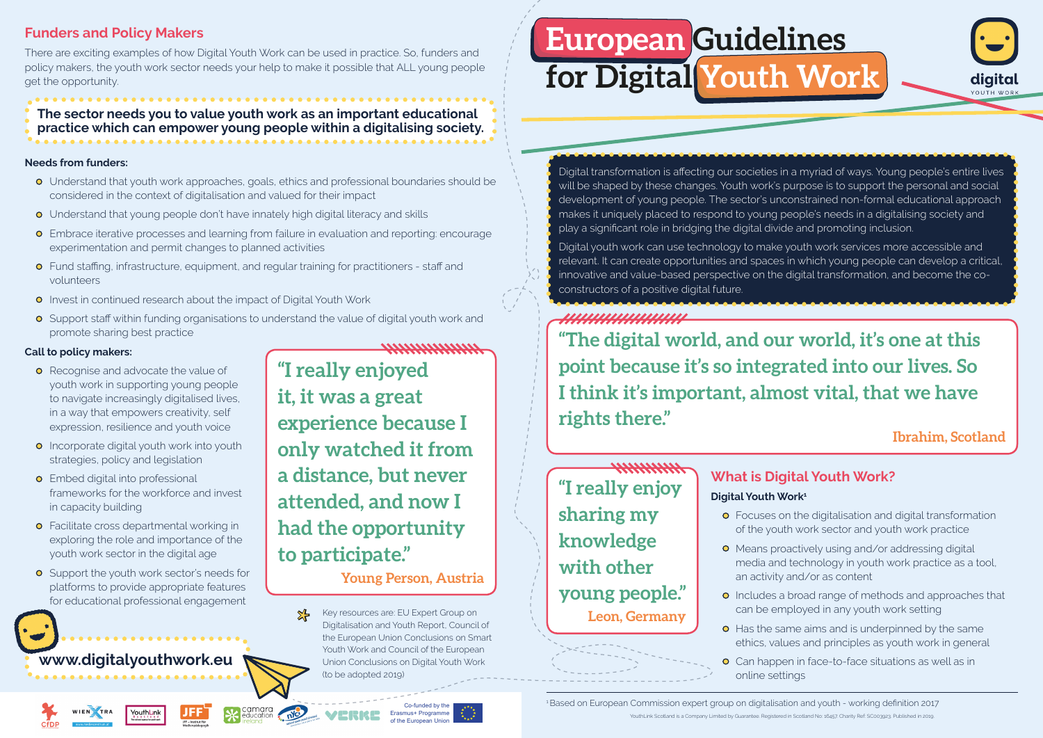# European Guidelines for Digital Youth Work

Digital transformation is affecting our societies in a myriad of ways. Young people's entire lives will be shaped by these changes. Youth work's purpose is to support the personal and social development of young people. The sector's unconstrained non-formal educational approach makes it uniquely placed to respond to young people's needs in a digitalising society and play a significant role in bridging the digital divide and promoting inclusion.

Digital youth work can use technology to make youth work services more accessible and relevant. It can create opportunities and spaces in which young people can develop a critical, innovative and value-based perspective on the digital transformation, and become the co-constructors of a positive digital future.

> "The digital world, and our world, it's one at this point because it's so integrated into our lives. So I think it's important, almost vital, that we have rights there."
>
> **Ibrahim, Scotland**

## What is Digital Youth Work?

**Digital Youth Work[1]**

- Focuses on the digitalisation and digital transformation of the youth work sector and youth work practice
- Means proactively using and/or addressing digital media and technology in youth work practice as a tool, an activity and/or as content
- Includes a broad range of methods and approaches that can be employed in any youth work setting
- Has the same aims and is underpinned by the same ethics, values and principles as youth work in general
- Can happen in face-to-face situations as well as in online settings

> "I really enjoy sharing my knowledge with other young people."
>
> **Leon, Germany**

## Funders and Policy Makers

There are exciting examples of how Digital Youth Work can be used in practice. So, funders and policy makers, the youth work sector needs your help to make it possible that ALL young people get the opportunity.

**The sector needs you to value youth work as an important educational practice which can empower young people within a digitalising society.**

**Needs from funders:**

- Understand that youth work approaches, goals, ethics and professional boundaries should be considered in the context of digitalisation and valued for their impact
- Understand that young people don't have innately high digital literacy and skills
- Embrace iterative processes and learning from failure in evaluation and reporting: encourage experimentation and permit changes to planned activities
- Fund staffing, infrastructure, equipment, and regular training for practitioners - staff and volunteers
- Invest in continued research about the impact of Digital Youth Work
- Support staff within funding organisations to understand the value of digital youth work and promote sharing best practice

**Call to policy makers:**

- Recognise and advocate the value of youth work in supporting young people to navigate increasingly digitalised lives, in a way that empowers creativity, self expression, resilience and youth voice
- Incorporate digital youth work into youth strategies, policy and legislation
- Embed digital into professional frameworks for the workforce and invest in capacity building
- Facilitate cross departmental working in exploring the role and importance of the youth work sector in the digital age
- Support the youth work sector's needs for platforms to provide appropriate features for educational professional engagement

> "I really enjoyed it, it was a great experience because I only watched it from a distance, but never attended, and now I had the opportunity to participate."
>
> **Young Person, Austria**

Key resources are: EU Expert Group on Digitalisation and Youth Report, Council of the European Union Conclusions on Smart Youth Work and Council of the European Union Conclusions on Digital Youth Work (to be adopted 2019)

**www.digitalyouthwork.eu**

Co-funded by the Erasmus+ Programme of the European Union

[1] Based on European Commission expert group on digitalisation and youth - working definition 2017

YouthLink Scotland is a Company Limited by Guarantee. Registered in Scotland No: 16457. Charity Ref: SC003923. Published in 2019.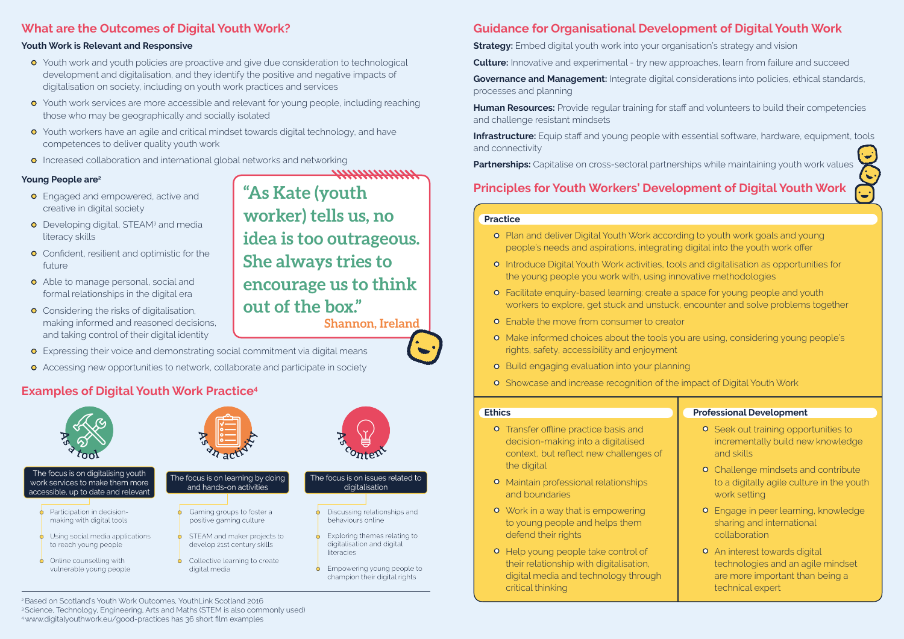## What are the Outcomes of Digital Youth Work?

**Youth Work is Relevant and Responsive**

- Youth work and youth policies are proactive and give due consideration to technological development and digitalisation, and they identify the positive and negative impacts of digitalisation on society, including on youth work practices and services
- Youth work services are more accessible and relevant for young people, including reaching those who may be geographically and socially isolated
- Youth workers have an agile and critical mindset towards digital technology, and have competences to deliver quality youth work
- Increased collaboration and international global networks and networking

**Young People are[2]**

- Engaged and empowered, active and creative in digital society
- Developing digital, STEAM[3] and media literacy skills
- Confident, resilient and optimistic for the future
- Able to manage personal, social and formal relationships in the digital era
- Considering the risks of digitalisation, making informed and reasoned decisions, and taking control of their digital identity
- Expressing their voice and demonstrating social commitment via digital means
- Accessing new opportunities to network, collaborate and participate in society

> **"As Kate (youth worker) tells us, no idea is too outrageous. She always tries to encourage us to think out of the box."**
> **Shannon, Ireland**

## Examples of Digital Youth Work Practice[4]

**As a tool**

The focus is on digitalising youth work services to make them more accessible, up to date and relevant

- Participation in decision-making with digital tools
- Using social media applications to reach young people
- Online counselling with vulnerable young people

**As an activity**

The focus is on learning by doing and hands-on activities

- Gaming groups to foster a positive gaming culture
- STEAM and maker projects to develop 21st century skills
- Collective learning to create digital media

**As content**

The focus is on issues related to digitalisation

- Discussing relationships and behaviours online
- Exploring themes relating to digitalisation and digital literacies
- Empowering young people to champion their digital rights

[2] Based on Scotland's Youth Work Outcomes, YouthLink Scotland 2016
[3] Science, Technology, Engineering, Arts and Maths (STEM is also commonly used)
[4] www.digitalyouthwork.eu/good-practices has 36 short film examples

## Guidance for Organisational Development of Digital Youth Work

**Strategy:** Embed digital youth work into your organisation's strategy and vision

**Culture:** Innovative and experimental - try new approaches, learn from failure and succeed

**Governance and Management:** Integrate digital considerations into policies, ethical standards, processes and planning

**Human Resources:** Provide regular training for staff and volunteers to build their competencies and challenge resistant mindsets

**Infrastructure:** Equip staff and young people with essential software, hardware, equipment, tools and connectivity

**Partnerships:** Capitalise on cross-sectoral partnerships while maintaining youth work values

## Principles for Youth Workers' Development of Digital Youth Work

### Practice

- Plan and deliver Digital Youth Work according to youth work goals and young people's needs and aspirations, integrating digital into the youth work offer
- Introduce Digital Youth Work activities, tools and digitalisation as opportunities for the young people you work with, using innovative methodologies
- Facilitate enquiry-based learning: create a space for young people and youth workers to explore, get stuck and unstuck, encounter and solve problems together
- Enable the move from consumer to creator
- Make informed choices about the tools you are using, considering young people's rights, safety, accessibility and enjoyment
- Build engaging evaluation into your planning
- Showcase and increase recognition of the impact of Digital Youth Work

### Ethics

- Transfer offline practice basis and decision-making into a digitalised context, but reflect new challenges of the digital
- Maintain professional relationships and boundaries
- Work in a way that is empowering to young people and helps them defend their rights
- Help young people take control of their relationship with digitalisation, digital media and technology through critical thinking

### Professional Development

- Seek out training opportunities to incrementally build new knowledge and skills
- Challenge mindsets and contribute to a digitally agile culture in the youth work setting
- Engage in peer learning, knowledge sharing and international collaboration
- An interest towards digital technologies and an agile mindset are more important than being a technical expert